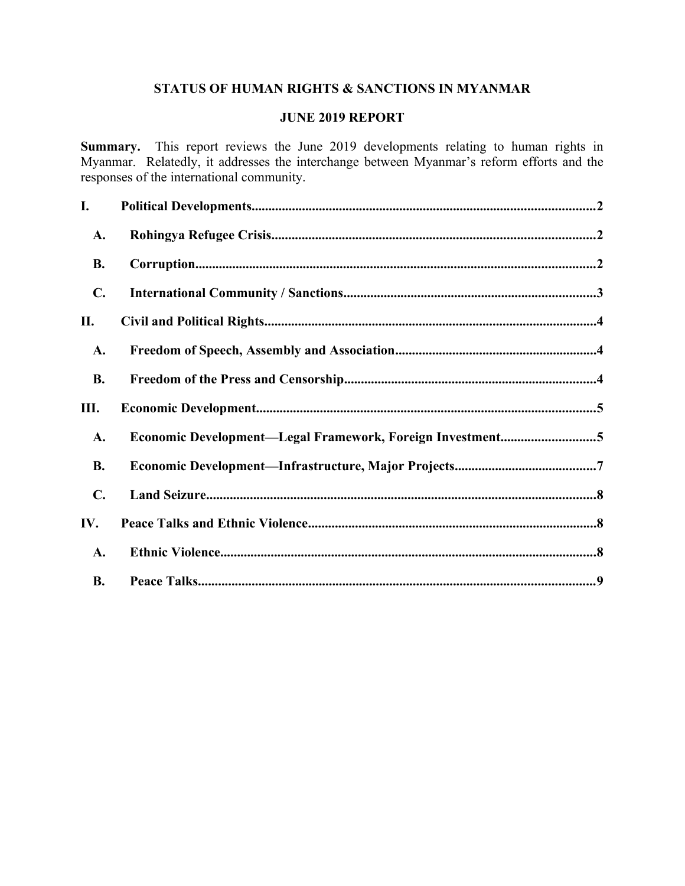# STATUS OF HUMAN RIGHTS & SANCTIONS IN MYANMAR

## JUNE 2019 REPORT

**Summary.** This report reviews the June 2019 developments relating to human rights in Myanmar. Relatedly, it addresses the interchange between Myanmar's reform efforts and the responses of the international community.

**I. Political Developments** ... 2

- **A. Rohingya Refugee Crisis** ... 2
- **B. Corruption** ... 2
- **C. International Community / Sanctions** ... 3

**II. Civil and Political Rights** ... 4

- **A. Freedom of Speech, Assembly and Association** ... 4
- **B. Freedom of the Press and Censorship** ... 4

**III. Economic Development** ... 5

- **A. Economic Development—Legal Framework, Foreign Investment** ... 5
- **B. Economic Development—Infrastructure, Major Projects** ... 7
- **C. Land Seizure** ... 8

**IV. Peace Talks and Ethnic Violence** ... 8

- **A. Ethnic Violence** ... 8
- **B. Peace Talks** ... 9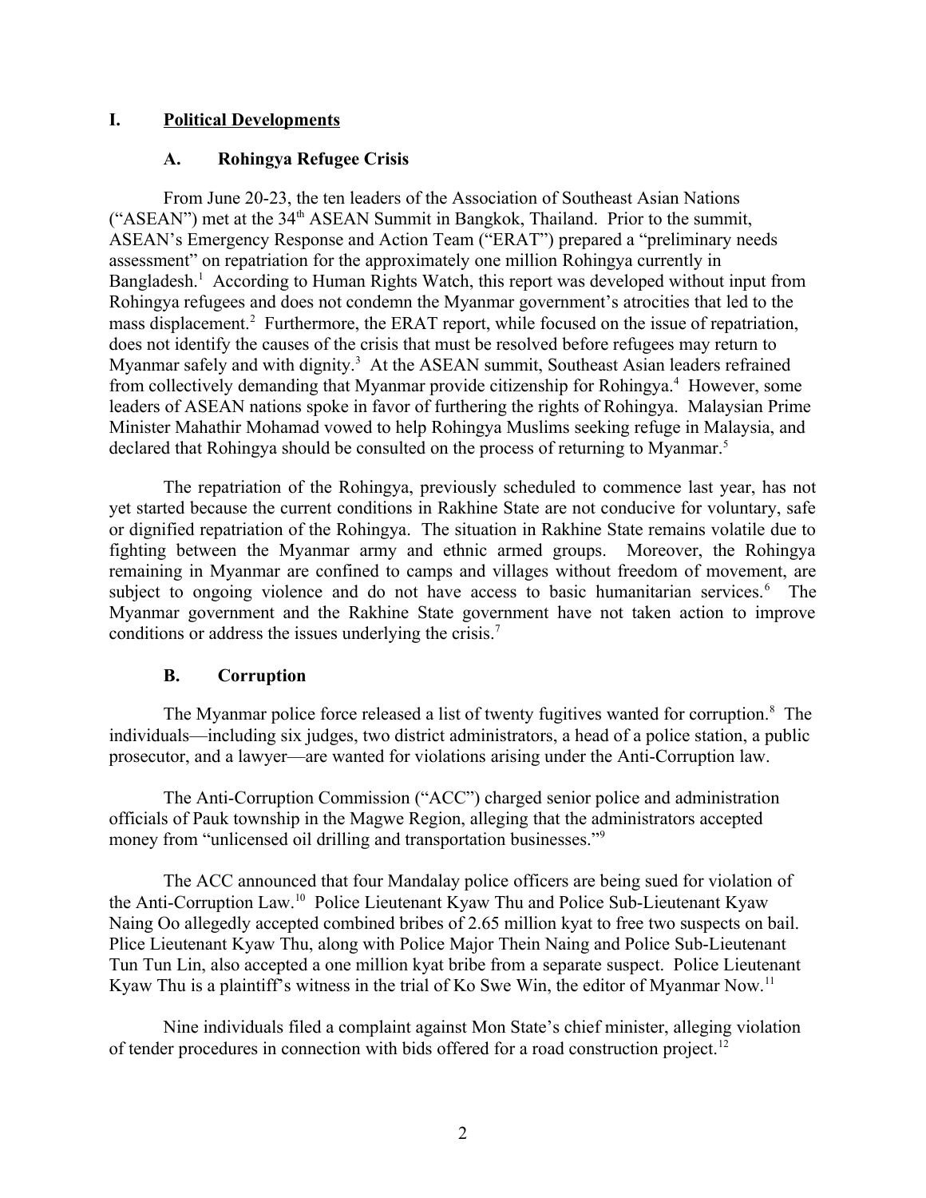# I. Political Developments

## A. Rohingya Refugee Crisis

From June 20-23, the ten leaders of the Association of Southeast Asian Nations ("ASEAN") met at the 34th ASEAN Summit in Bangkok, Thailand. Prior to the summit, ASEAN's Emergency Response and Action Team ("ERAT") prepared a "preliminary needs assessment" on repatriation for the approximately one million Rohingya currently in Bangladesh.[1] According to Human Rights Watch, this report was developed without input from Rohingya refugees and does not condemn the Myanmar government's atrocities that led to the mass displacement.[2] Furthermore, the ERAT report, while focused on the issue of repatriation, does not identify the causes of the crisis that must be resolved before refugees may return to Myanmar safely and with dignity.[3] At the ASEAN summit, Southeast Asian leaders refrained from collectively demanding that Myanmar provide citizenship for Rohingya.[4] However, some leaders of ASEAN nations spoke in favor of furthering the rights of Rohingya. Malaysian Prime Minister Mahathir Mohamad vowed to help Rohingya Muslims seeking refuge in Malaysia, and declared that Rohingya should be consulted on the process of returning to Myanmar.[5]

The repatriation of the Rohingya, previously scheduled to commence last year, has not yet started because the current conditions in Rakhine State are not conducive for voluntary, safe or dignified repatriation of the Rohingya. The situation in Rakhine State remains volatile due to fighting between the Myanmar army and ethnic armed groups. Moreover, the Rohingya remaining in Myanmar are confined to camps and villages without freedom of movement, are subject to ongoing violence and do not have access to basic humanitarian services.[6] The Myanmar government and the Rakhine State government have not taken action to improve conditions or address the issues underlying the crisis.[7]

## B. Corruption

The Myanmar police force released a list of twenty fugitives wanted for corruption.[8] The individuals—including six judges, two district administrators, a head of a police station, a public prosecutor, and a lawyer—are wanted for violations arising under the Anti-Corruption law.

The Anti-Corruption Commission ("ACC") charged senior police and administration officials of Pauk township in the Magwe Region, alleging that the administrators accepted money from "unlicensed oil drilling and transportation businesses."[9]

The ACC announced that four Mandalay police officers are being sued for violation of the Anti-Corruption Law.[10] Police Lieutenant Kyaw Thu and Police Sub-Lieutenant Kyaw Naing Oo allegedly accepted combined bribes of 2.65 million kyat to free two suspects on bail. Plice Lieutenant Kyaw Thu, along with Police Major Thein Naing and Police Sub-Lieutenant Tun Tun Lin, also accepted a one million kyat bribe from a separate suspect. Police Lieutenant Kyaw Thu is a plaintiff's witness in the trial of Ko Swe Win, the editor of Myanmar Now.[11]

Nine individuals filed a complaint against Mon State's chief minister, alleging violation of tender procedures in connection with bids offered for a road construction project.[12]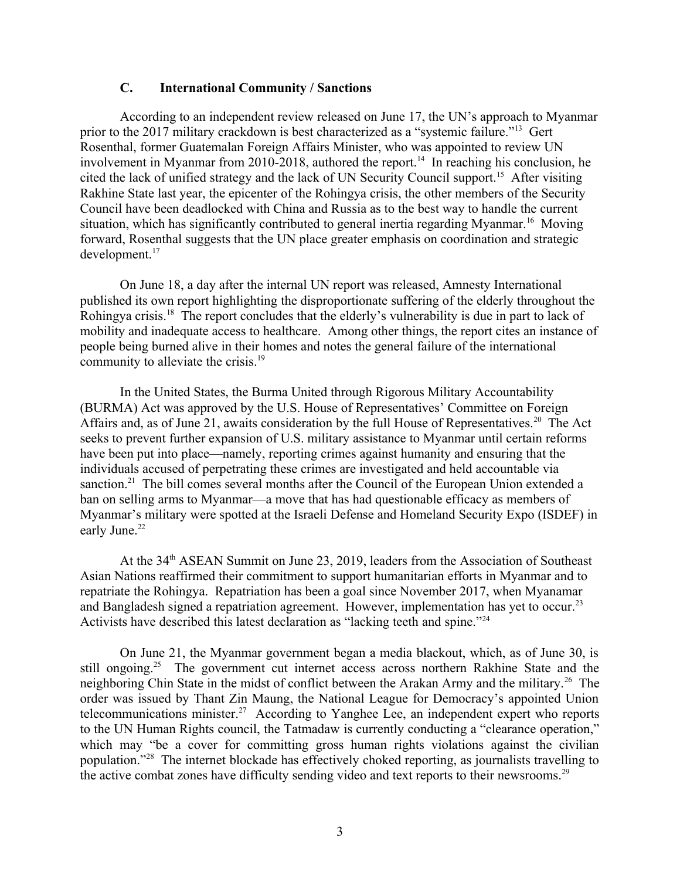### C. International Community / Sanctions

According to an independent review released on June 17, the UN's approach to Myanmar prior to the 2017 military crackdown is best characterized as a "systemic failure."[13] Gert Rosenthal, former Guatemalan Foreign Affairs Minister, who was appointed to review UN involvement in Myanmar from 2010-2018, authored the report.[14] In reaching his conclusion, he cited the lack of unified strategy and the lack of UN Security Council support.[15] After visiting Rakhine State last year, the epicenter of the Rohingya crisis, the other members of the Security Council have been deadlocked with China and Russia as to the best way to handle the current situation, which has significantly contributed to general inertia regarding Myanmar.[16] Moving forward, Rosenthal suggests that the UN place greater emphasis on coordination and strategic development.[17]

On June 18, a day after the internal UN report was released, Amnesty International published its own report highlighting the disproportionate suffering of the elderly throughout the Rohingya crisis.[18] The report concludes that the elderly's vulnerability is due in part to lack of mobility and inadequate access to healthcare. Among other things, the report cites an instance of people being burned alive in their homes and notes the general failure of the international community to alleviate the crisis.[19]

In the United States, the Burma United through Rigorous Military Accountability (BURMA) Act was approved by the U.S. House of Representatives' Committee on Foreign Affairs and, as of June 21, awaits consideration by the full House of Representatives.[20] The Act seeks to prevent further expansion of U.S. military assistance to Myanmar until certain reforms have been put into place—namely, reporting crimes against humanity and ensuring that the individuals accused of perpetrating these crimes are investigated and held accountable via sanction.[21] The bill comes several months after the Council of the European Union extended a ban on selling arms to Myanmar—a move that has had questionable efficacy as members of Myanmar's military were spotted at the Israeli Defense and Homeland Security Expo (ISDEF) in early June.[22]

At the 34th ASEAN Summit on June 23, 2019, leaders from the Association of Southeast Asian Nations reaffirmed their commitment to support humanitarian efforts in Myanmar and to repatriate the Rohingya. Repatriation has been a goal since November 2017, when Myanamar and Bangladesh signed a repatriation agreement. However, implementation has yet to occur.[23] Activists have described this latest declaration as "lacking teeth and spine."[24]

On June 21, the Myanmar government began a media blackout, which, as of June 30, is still ongoing.[25] The government cut internet access across northern Rakhine State and the neighboring Chin State in the midst of conflict between the Arakan Army and the military.[26] The order was issued by Thant Zin Maung, the National League for Democracy's appointed Union telecommunications minister.[27] According to Yanghee Lee, an independent expert who reports to the UN Human Rights council, the Tatmadaw is currently conducting a "clearance operation," which may "be a cover for committing gross human rights violations against the civilian population."[28] The internet blockade has effectively choked reporting, as journalists travelling to the active combat zones have difficulty sending video and text reports to their newsrooms.[29]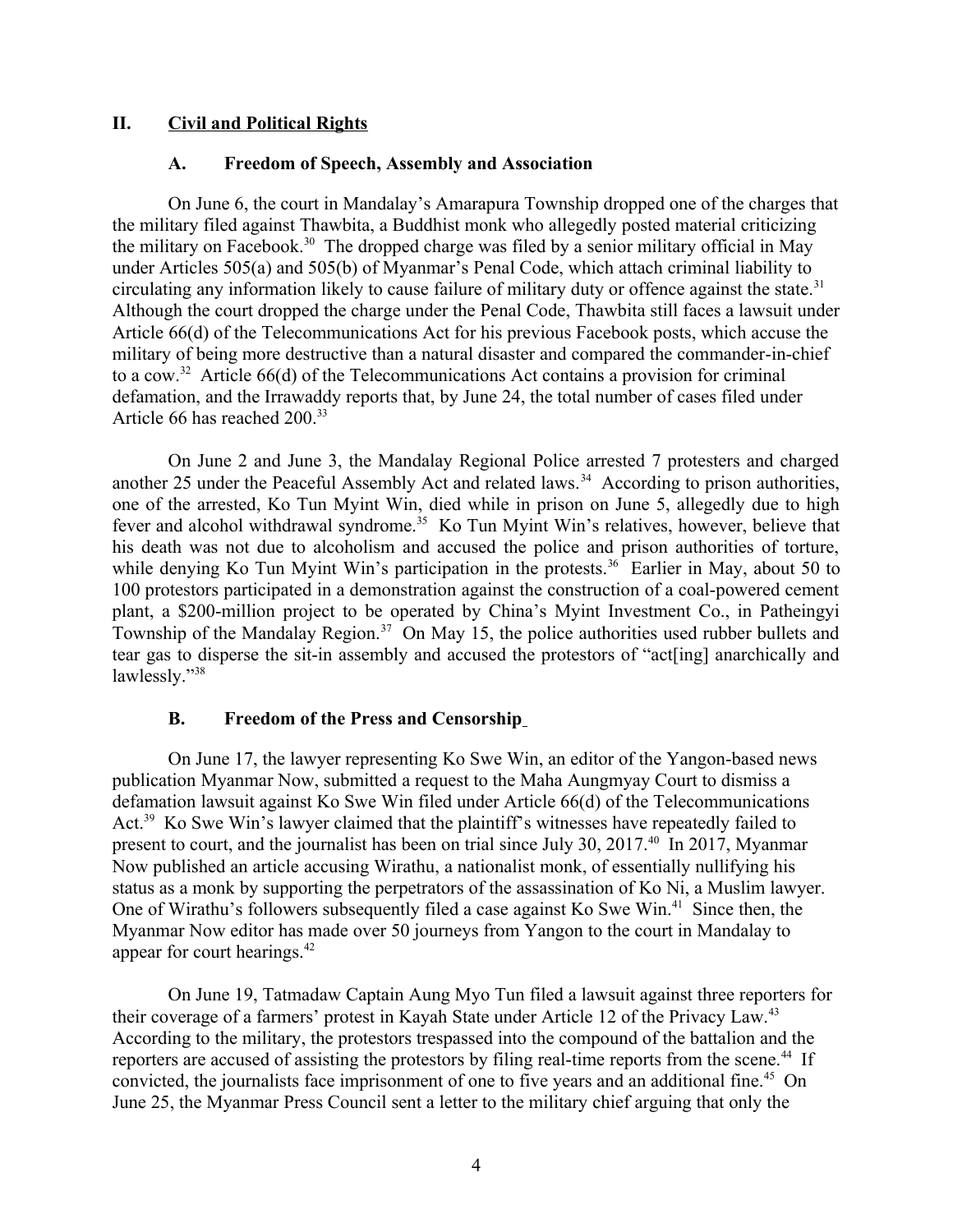## II. Civil and Political Rights

### A. Freedom of Speech, Assembly and Association

On June 6, the court in Mandalay's Amarapura Township dropped one of the charges that the military filed against Thawbita, a Buddhist monk who allegedly posted material criticizing the military on Facebook.[30] The dropped charge was filed by a senior military official in May under Articles 505(a) and 505(b) of Myanmar's Penal Code, which attach criminal liability to circulating any information likely to cause failure of military duty or offence against the state.[31] Although the court dropped the charge under the Penal Code, Thawbita still faces a lawsuit under Article 66(d) of the Telecommunications Act for his previous Facebook posts, which accuse the military of being more destructive than a natural disaster and compared the commander-in-chief to a cow.[32] Article 66(d) of the Telecommunications Act contains a provision for criminal defamation, and the Irrawaddy reports that, by June 24, the total number of cases filed under Article 66 has reached 200.[33]

On June 2 and June 3, the Mandalay Regional Police arrested 7 protesters and charged another 25 under the Peaceful Assembly Act and related laws.[34] According to prison authorities, one of the arrested, Ko Tun Myint Win, died while in prison on June 5, allegedly due to high fever and alcohol withdrawal syndrome.[35] Ko Tun Myint Win's relatives, however, believe that his death was not due to alcoholism and accused the police and prison authorities of torture, while denying Ko Tun Myint Win's participation in the protests.[36] Earlier in May, about 50 to 100 protestors participated in a demonstration against the construction of a coal-powered cement plant, a $200-million project to be operated by China's Myint Investment Co., in Patheingyi Township of the Mandalay Region.[37] On May 15, the police authorities used rubber bullets and tear gas to disperse the sit-in assembly and accused the protestors of "act[ing] anarchically and lawlessly."[38]

### B. Freedom of the Press and Censorship

On June 17, the lawyer representing Ko Swe Win, an editor of the Yangon-based news publication Myanmar Now, submitted a request to the Maha Aungmyay Court to dismiss a defamation lawsuit against Ko Swe Win filed under Article 66(d) of the Telecommunications Act.[39] Ko Swe Win's lawyer claimed that the plaintiff's witnesses have repeatedly failed to present to court, and the journalist has been on trial since July 30, 2017.[40] In 2017, Myanmar Now published an article accusing Wirathu, a nationalist monk, of essentially nullifying his status as a monk by supporting the perpetrators of the assassination of Ko Ni, a Muslim lawyer. One of Wirathu's followers subsequently filed a case against Ko Swe Win.[41] Since then, the Myanmar Now editor has made over 50 journeys from Yangon to the court in Mandalay to appear for court hearings.[42]

On June 19, Tatmadaw Captain Aung Myo Tun filed a lawsuit against three reporters for their coverage of a farmers' protest in Kayah State under Article 12 of the Privacy Law.[43] According to the military, the protestors trespassed into the compound of the battalion and the reporters are accused of assisting the protestors by filing real-time reports from the scene.[44] If convicted, the journalists face imprisonment of one to five years and an additional fine.[45] On June 25, the Myanmar Press Council sent a letter to the military chief arguing that only the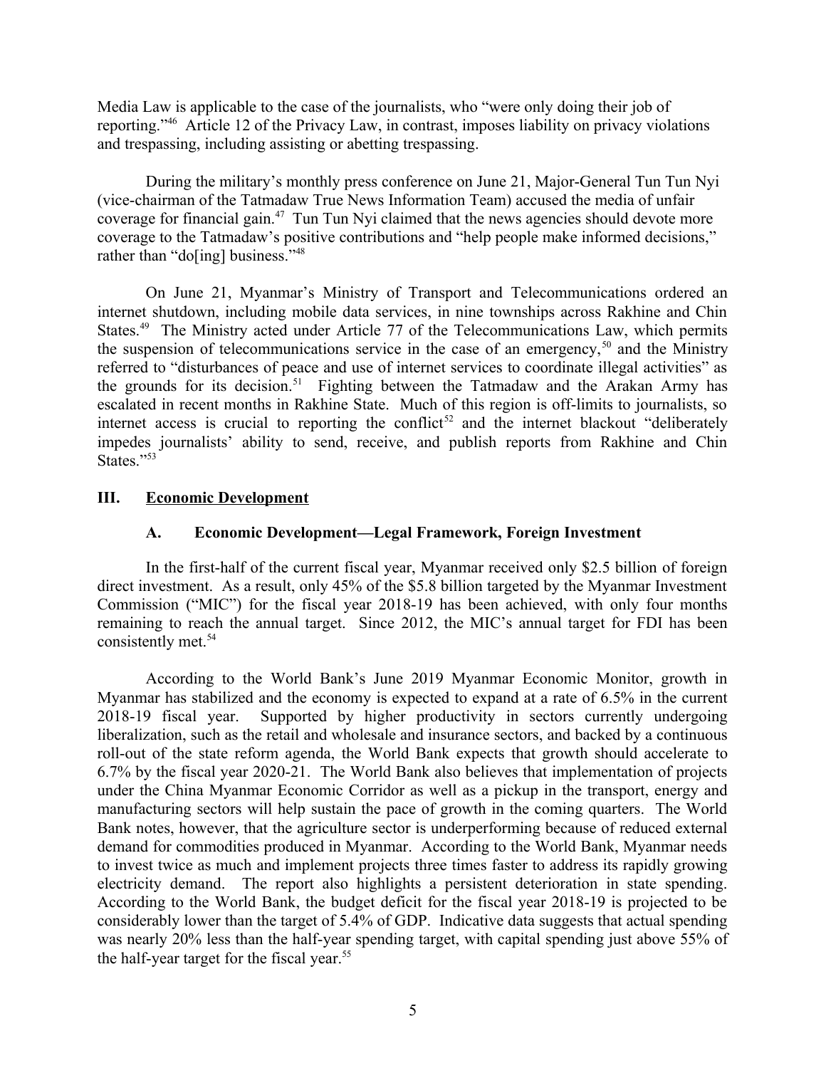Media Law is applicable to the case of the journalists, who "were only doing their job of reporting."[46] Article 12 of the Privacy Law, in contrast, imposes liability on privacy violations and trespassing, including assisting or abetting trespassing.

During the military's monthly press conference on June 21, Major-General Tun Tun Nyi (vice-chairman of the Tatmadaw True News Information Team) accused the media of unfair coverage for financial gain.[47] Tun Tun Nyi claimed that the news agencies should devote more coverage to the Tatmadaw's positive contributions and "help people make informed decisions," rather than "do[ing] business."[48]

On June 21, Myanmar's Ministry of Transport and Telecommunications ordered an internet shutdown, including mobile data services, in nine townships across Rakhine and Chin States.[49] The Ministry acted under Article 77 of the Telecommunications Law, which permits the suspension of telecommunications service in the case of an emergency,[50] and the Ministry referred to "disturbances of peace and use of internet services to coordinate illegal activities" as the grounds for its decision.[51] Fighting between the Tatmadaw and the Arakan Army has escalated in recent months in Rakhine State. Much of this region is off-limits to journalists, so internet access is crucial to reporting the conflict[52] and the internet blackout "deliberately impedes journalists' ability to send, receive, and publish reports from Rakhine and Chin States."[53]

## III. Economic Development

### A. Economic Development—Legal Framework, Foreign Investment

In the first-half of the current fiscal year, Myanmar received only $2.5 billion of foreign direct investment. As a result, only 45% of the $5.8 billion targeted by the Myanmar Investment Commission ("MIC") for the fiscal year 2018-19 has been achieved, with only four months remaining to reach the annual target. Since 2012, the MIC's annual target for FDI has been consistently met.[54]

According to the World Bank's June 2019 Myanmar Economic Monitor, growth in Myanmar has stabilized and the economy is expected to expand at a rate of 6.5% in the current 2018-19 fiscal year. Supported by higher productivity in sectors currently undergoing liberalization, such as the retail and wholesale and insurance sectors, and backed by a continuous roll-out of the state reform agenda, the World Bank expects that growth should accelerate to 6.7% by the fiscal year 2020-21. The World Bank also believes that implementation of projects under the China Myanmar Economic Corridor as well as a pickup in the transport, energy and manufacturing sectors will help sustain the pace of growth in the coming quarters. The World Bank notes, however, that the agriculture sector is underperforming because of reduced external demand for commodities produced in Myanmar. According to the World Bank, Myanmar needs to invest twice as much and implement projects three times faster to address its rapidly growing electricity demand. The report also highlights a persistent deterioration in state spending. According to the World Bank, the budget deficit for the fiscal year 2018-19 is projected to be considerably lower than the target of 5.4% of GDP. Indicative data suggests that actual spending was nearly 20% less than the half-year spending target, with capital spending just above 55% of the half-year target for the fiscal year.[55]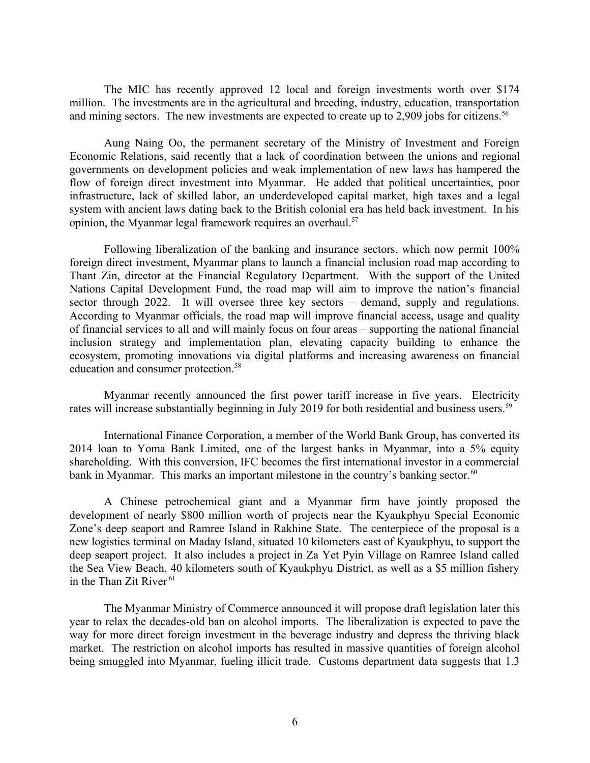The MIC has recently approved 12 local and foreign investments worth over $174 million. The investments are in the agricultural and breeding, industry, education, transportation and mining sectors. The new investments are expected to create up to 2,909 jobs for citizens.[56]

Aung Naing Oo, the permanent secretary of the Ministry of Investment and Foreign Economic Relations, said recently that a lack of coordination between the unions and regional governments on development policies and weak implementation of new laws has hampered the flow of foreign direct investment into Myanmar. He added that political uncertainties, poor infrastructure, lack of skilled labor, an underdeveloped capital market, high taxes and a legal system with ancient laws dating back to the British colonial era has held back investment. In his opinion, the Myanmar legal framework requires an overhaul.[57]

Following liberalization of the banking and insurance sectors, which now permit 100% foreign direct investment, Myanmar plans to launch a financial inclusion road map according to Thant Zin, director at the Financial Regulatory Department. With the support of the United Nations Capital Development Fund, the road map will aim to improve the nation's financial sector through 2022. It will oversee three key sectors – demand, supply and regulations. According to Myanmar officials, the road map will improve financial access, usage and quality of financial services to all and will mainly focus on four areas – supporting the national financial inclusion strategy and implementation plan, elevating capacity building to enhance the ecosystem, promoting innovations via digital platforms and increasing awareness on financial education and consumer protection.[58]

Myanmar recently announced the first power tariff increase in five years. Electricity rates will increase substantially beginning in July 2019 for both residential and business users.[59]

International Finance Corporation, a member of the World Bank Group, has converted its 2014 loan to Yoma Bank Limited, one of the largest banks in Myanmar, into a 5% equity shareholding. With this conversion, IFC becomes the first international investor in a commercial bank in Myanmar. This marks an important milestone in the country's banking sector.[60]

A Chinese petrochemical giant and a Myanmar firm have jointly proposed the development of nearly $800 million worth of projects near the Kyaukphyu Special Economic Zone's deep seaport and Ramree Island in Rakhine State. The centerpiece of the proposal is a new logistics terminal on Maday Island, situated 10 kilometers east of Kyaukphyu, to support the deep seaport project. It also includes a project in Za Yet Pyin Village on Ramree Island called the Sea View Beach, 40 kilometers south of Kyaukphyu District, as well as a $5 million fishery in the Than Zit River[61]

The Myanmar Ministry of Commerce announced it will propose draft legislation later this year to relax the decades-old ban on alcohol imports. The liberalization is expected to pave the way for more direct foreign investment in the beverage industry and depress the thriving black market. The restriction on alcohol imports has resulted in massive quantities of foreign alcohol being smuggled into Myanmar, fueling illicit trade. Customs department data suggests that 1.3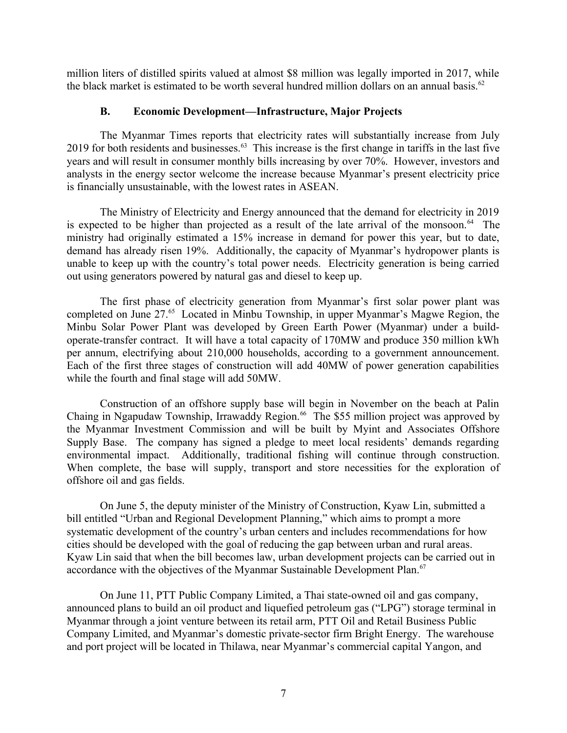million liters of distilled spirits valued at almost $8 million was legally imported in 2017, while the black market is estimated to be worth several hundred million dollars on an annual basis.[62]

### B. Economic Development—Infrastructure, Major Projects

The Myanmar Times reports that electricity rates will substantially increase from July 2019 for both residents and businesses.[63] This increase is the first change in tariffs in the last five years and will result in consumer monthly bills increasing by over 70%. However, investors and analysts in the energy sector welcome the increase because Myanmar's present electricity price is financially unsustainable, with the lowest rates in ASEAN.

The Ministry of Electricity and Energy announced that the demand for electricity in 2019 is expected to be higher than projected as a result of the late arrival of the monsoon.[64] The ministry had originally estimated a 15% increase in demand for power this year, but to date, demand has already risen 19%. Additionally, the capacity of Myanmar's hydropower plants is unable to keep up with the country's total power needs. Electricity generation is being carried out using generators powered by natural gas and diesel to keep up.

The first phase of electricity generation from Myanmar's first solar power plant was completed on June 27.[65] Located in Minbu Township, in upper Myanmar's Magwe Region, the Minbu Solar Power Plant was developed by Green Earth Power (Myanmar) under a build-operate-transfer contract. It will have a total capacity of 170MW and produce 350 million kWh per annum, electrifying about 210,000 households, according to a government announcement. Each of the first three stages of construction will add 40MW of power generation capabilities while the fourth and final stage will add 50MW.

Construction of an offshore supply base will begin in November on the beach at Palin Chaing in Ngapudaw Township, Irrawaddy Region.[66] The $55 million project was approved by the Myanmar Investment Commission and will be built by Myint and Associates Offshore Supply Base. The company has signed a pledge to meet local residents' demands regarding environmental impact. Additionally, traditional fishing will continue through construction. When complete, the base will supply, transport and store necessities for the exploration of offshore oil and gas fields.

On June 5, the deputy minister of the Ministry of Construction, Kyaw Lin, submitted a bill entitled "Urban and Regional Development Planning," which aims to prompt a more systematic development of the country's urban centers and includes recommendations for how cities should be developed with the goal of reducing the gap between urban and rural areas. Kyaw Lin said that when the bill becomes law, urban development projects can be carried out in accordance with the objectives of the Myanmar Sustainable Development Plan.[67]

On June 11, PTT Public Company Limited, a Thai state-owned oil and gas company, announced plans to build an oil product and liquefied petroleum gas ("LPG") storage terminal in Myanmar through a joint venture between its retail arm, PTT Oil and Retail Business Public Company Limited, and Myanmar's domestic private-sector firm Bright Energy. The warehouse and port project will be located in Thilawa, near Myanmar's commercial capital Yangon, and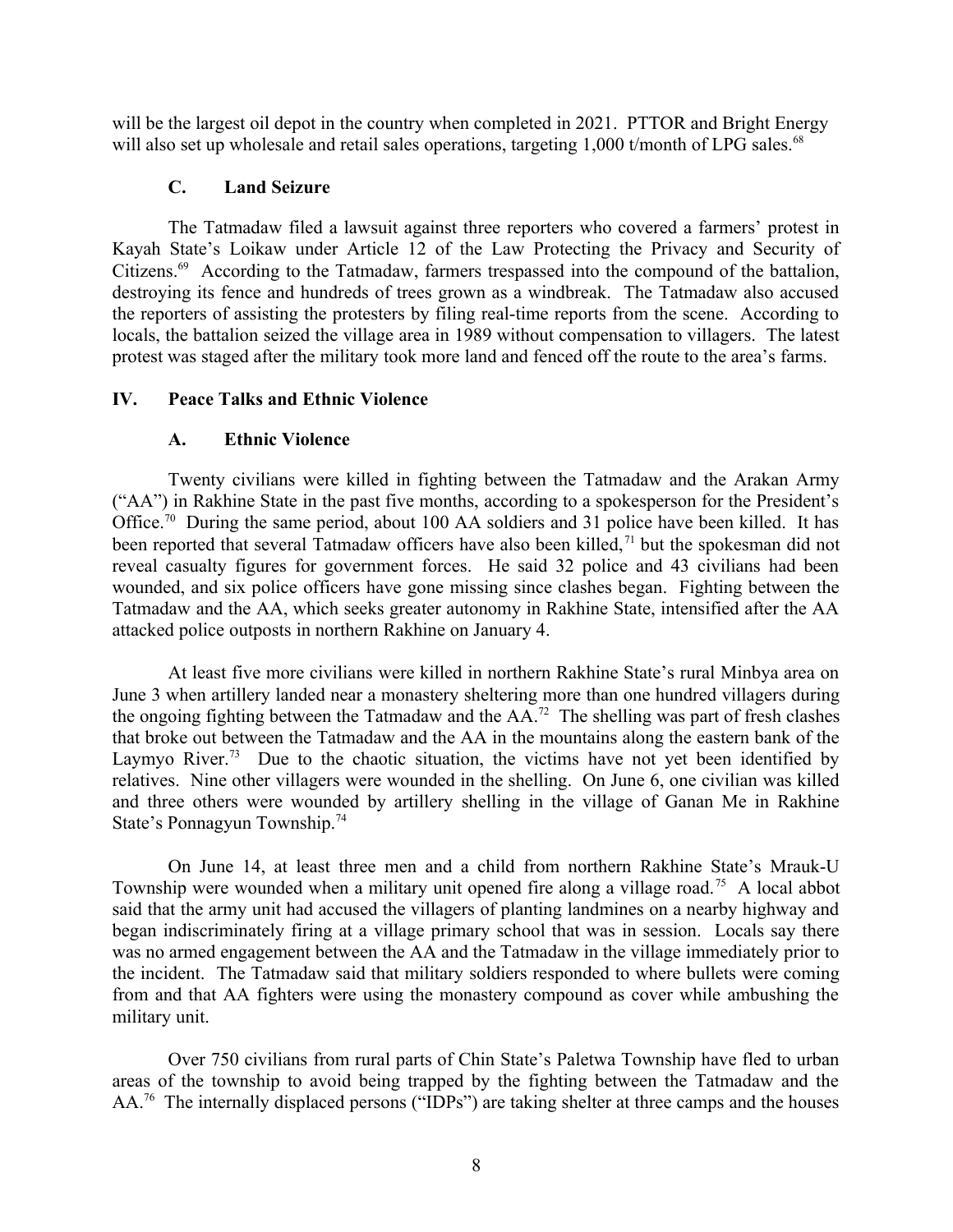will be the largest oil depot in the country when completed in 2021. PTTOR and Bright Energy will also set up wholesale and retail sales operations, targeting 1,000 t/month of LPG sales.[68]

### C. Land Seizure

The Tatmadaw filed a lawsuit against three reporters who covered a farmers' protest in Kayah State's Loikaw under Article 12 of the Law Protecting the Privacy and Security of Citizens.[69] According to the Tatmadaw, farmers trespassed into the compound of the battalion, destroying its fence and hundreds of trees grown as a windbreak. The Tatmadaw also accused the reporters of assisting the protesters by filing real-time reports from the scene. According to locals, the battalion seized the village area in 1989 without compensation to villagers. The latest protest was staged after the military took more land and fenced off the route to the area's farms.

## IV. Peace Talks and Ethnic Violence

### A. Ethnic Violence

Twenty civilians were killed in fighting between the Tatmadaw and the Arakan Army ("AA") in Rakhine State in the past five months, according to a spokesperson for the President's Office.[70] During the same period, about 100 AA soldiers and 31 police have been killed. It has been reported that several Tatmadaw officers have also been killed,[71] but the spokesman did not reveal casualty figures for government forces. He said 32 police and 43 civilians had been wounded, and six police officers have gone missing since clashes began. Fighting between the Tatmadaw and the AA, which seeks greater autonomy in Rakhine State, intensified after the AA attacked police outposts in northern Rakhine on January 4.

At least five more civilians were killed in northern Rakhine State's rural Minbya area on June 3 when artillery landed near a monastery sheltering more than one hundred villagers during the ongoing fighting between the Tatmadaw and the AA.[72] The shelling was part of fresh clashes that broke out between the Tatmadaw and the AA in the mountains along the eastern bank of the Laymyo River.[73] Due to the chaotic situation, the victims have not yet been identified by relatives. Nine other villagers were wounded in the shelling. On June 6, one civilian was killed and three others were wounded by artillery shelling in the village of Ganan Me in Rakhine State's Ponnagyun Township.[74]

On June 14, at least three men and a child from northern Rakhine State's Mrauk-U Township were wounded when a military unit opened fire along a village road.[75] A local abbot said that the army unit had accused the villagers of planting landmines on a nearby highway and began indiscriminately firing at a village primary school that was in session. Locals say there was no armed engagement between the AA and the Tatmadaw in the village immediately prior to the incident. The Tatmadaw said that military soldiers responded to where bullets were coming from and that AA fighters were using the monastery compound as cover while ambushing the military unit.

Over 750 civilians from rural parts of Chin State's Paletwa Township have fled to urban areas of the township to avoid being trapped by the fighting between the Tatmadaw and the AA.[76] The internally displaced persons ("IDPs") are taking shelter at three camps and the houses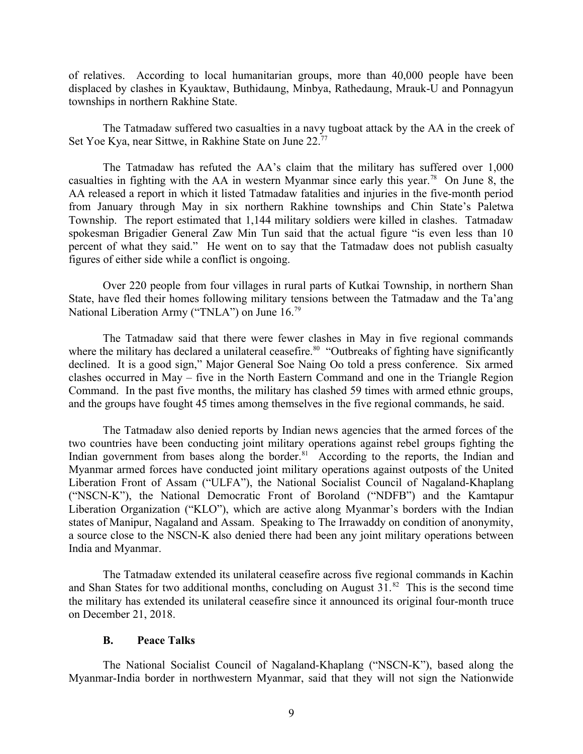of relatives. According to local humanitarian groups, more than 40,000 people have been displaced by clashes in Kyauktaw, Buthidaung, Minbya, Rathedaung, Mrauk-U and Ponnagyun townships in northern Rakhine State.

The Tatmadaw suffered two casualties in a navy tugboat attack by the AA in the creek of Set Yoe Kya, near Sittwe, in Rakhine State on June 22.[77]

The Tatmadaw has refuted the AA's claim that the military has suffered over 1,000 casualties in fighting with the AA in western Myanmar since early this year.[78] On June 8, the AA released a report in which it listed Tatmadaw fatalities and injuries in the five-month period from January through May in six northern Rakhine townships and Chin State's Paletwa Township. The report estimated that 1,144 military soldiers were killed in clashes. Tatmadaw spokesman Brigadier General Zaw Min Tun said that the actual figure "is even less than 10 percent of what they said." He went on to say that the Tatmadaw does not publish casualty figures of either side while a conflict is ongoing.

Over 220 people from four villages in rural parts of Kutkai Township, in northern Shan State, have fled their homes following military tensions between the Tatmadaw and the Ta'ang National Liberation Army ("TNLA") on June 16.[79]

The Tatmadaw said that there were fewer clashes in May in five regional commands where the military has declared a unilateral ceasefire.[80] "Outbreaks of fighting have significantly declined. It is a good sign," Major General Soe Naing Oo told a press conference. Six armed clashes occurred in May – five in the North Eastern Command and one in the Triangle Region Command. In the past five months, the military has clashed 59 times with armed ethnic groups, and the groups have fought 45 times among themselves in the five regional commands, he said.

The Tatmadaw also denied reports by Indian news agencies that the armed forces of the two countries have been conducting joint military operations against rebel groups fighting the Indian government from bases along the border.[81] According to the reports, the Indian and Myanmar armed forces have conducted joint military operations against outposts of the United Liberation Front of Assam ("ULFA"), the National Socialist Council of Nagaland-Khaplang ("NSCN-K"), the National Democratic Front of Boroland ("NDFB") and the Kamtapur Liberation Organization ("KLO"), which are active along Myanmar's borders with the Indian states of Manipur, Nagaland and Assam. Speaking to The Irrawaddy on condition of anonymity, a source close to the NSCN-K also denied there had been any joint military operations between India and Myanmar.

The Tatmadaw extended its unilateral ceasefire across five regional commands in Kachin and Shan States for two additional months, concluding on August 31.[82] This is the second time the military has extended its unilateral ceasefire since it announced its original four-month truce on December 21, 2018.

### B. Peace Talks

The National Socialist Council of Nagaland-Khaplang ("NSCN-K"), based along the Myanmar-India border in northwestern Myanmar, said that they will not sign the Nationwide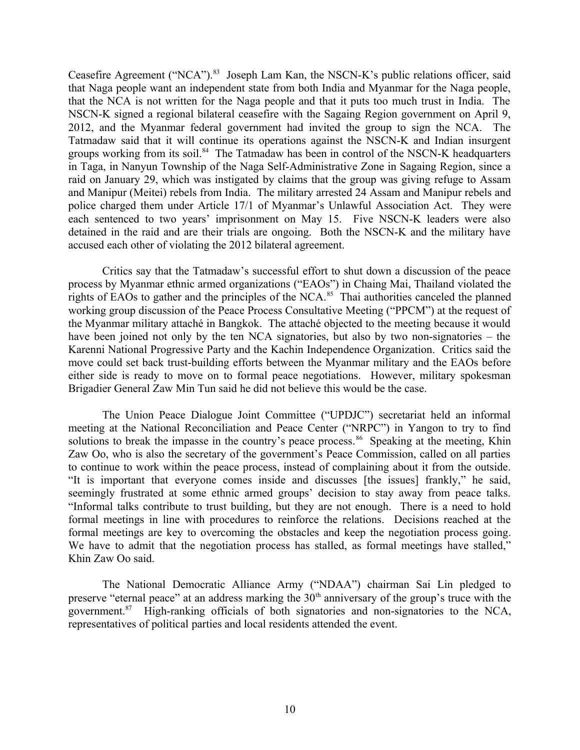Ceasefire Agreement ("NCA").[83] Joseph Lam Kan, the NSCN-K's public relations officer, said that Naga people want an independent state from both India and Myanmar for the Naga people, that the NCA is not written for the Naga people and that it puts too much trust in India. The NSCN-K signed a regional bilateral ceasefire with the Sagaing Region government on April 9, 2012, and the Myanmar federal government had invited the group to sign the NCA. The Tatmadaw said that it will continue its operations against the NSCN-K and Indian insurgent groups working from its soil.[84] The Tatmadaw has been in control of the NSCN-K headquarters in Taga, in Nanyun Township of the Naga Self-Administrative Zone in Sagaing Region, since a raid on January 29, which was instigated by claims that the group was giving refuge to Assam and Manipur (Meitei) rebels from India. The military arrested 24 Assam and Manipur rebels and police charged them under Article 17/1 of Myanmar's Unlawful Association Act. They were each sentenced to two years' imprisonment on May 15. Five NSCN-K leaders were also detained in the raid and are their trials are ongoing. Both the NSCN-K and the military have accused each other of violating the 2012 bilateral agreement.

Critics say that the Tatmadaw's successful effort to shut down a discussion of the peace process by Myanmar ethnic armed organizations ("EAOs") in Chaing Mai, Thailand violated the rights of EAOs to gather and the principles of the NCA.[85] Thai authorities canceled the planned working group discussion of the Peace Process Consultative Meeting ("PPCM") at the request of the Myanmar military attaché in Bangkok. The attaché objected to the meeting because it would have been joined not only by the ten NCA signatories, but also by two non-signatories – the Karenni National Progressive Party and the Kachin Independence Organization. Critics said the move could set back trust-building efforts between the Myanmar military and the EAOs before either side is ready to move on to formal peace negotiations. However, military spokesman Brigadier General Zaw Min Tun said he did not believe this would be the case.

The Union Peace Dialogue Joint Committee ("UPDJC") secretariat held an informal meeting at the National Reconciliation and Peace Center ("NRPC") in Yangon to try to find solutions to break the impasse in the country's peace process.[86] Speaking at the meeting, Khin Zaw Oo, who is also the secretary of the government's Peace Commission, called on all parties to continue to work within the peace process, instead of complaining about it from the outside. "It is important that everyone comes inside and discusses [the issues] frankly," he said, seemingly frustrated at some ethnic armed groups' decision to stay away from peace talks. "Informal talks contribute to trust building, but they are not enough. There is a need to hold formal meetings in line with procedures to reinforce the relations. Decisions reached at the formal meetings are key to overcoming the obstacles and keep the negotiation process going. We have to admit that the negotiation process has stalled, as formal meetings have stalled," Khin Zaw Oo said.

The National Democratic Alliance Army ("NDAA") chairman Sai Lin pledged to preserve "eternal peace" at an address marking the 30th anniversary of the group's truce with the government.[87] High-ranking officials of both signatories and non-signatories to the NCA, representatives of political parties and local residents attended the event.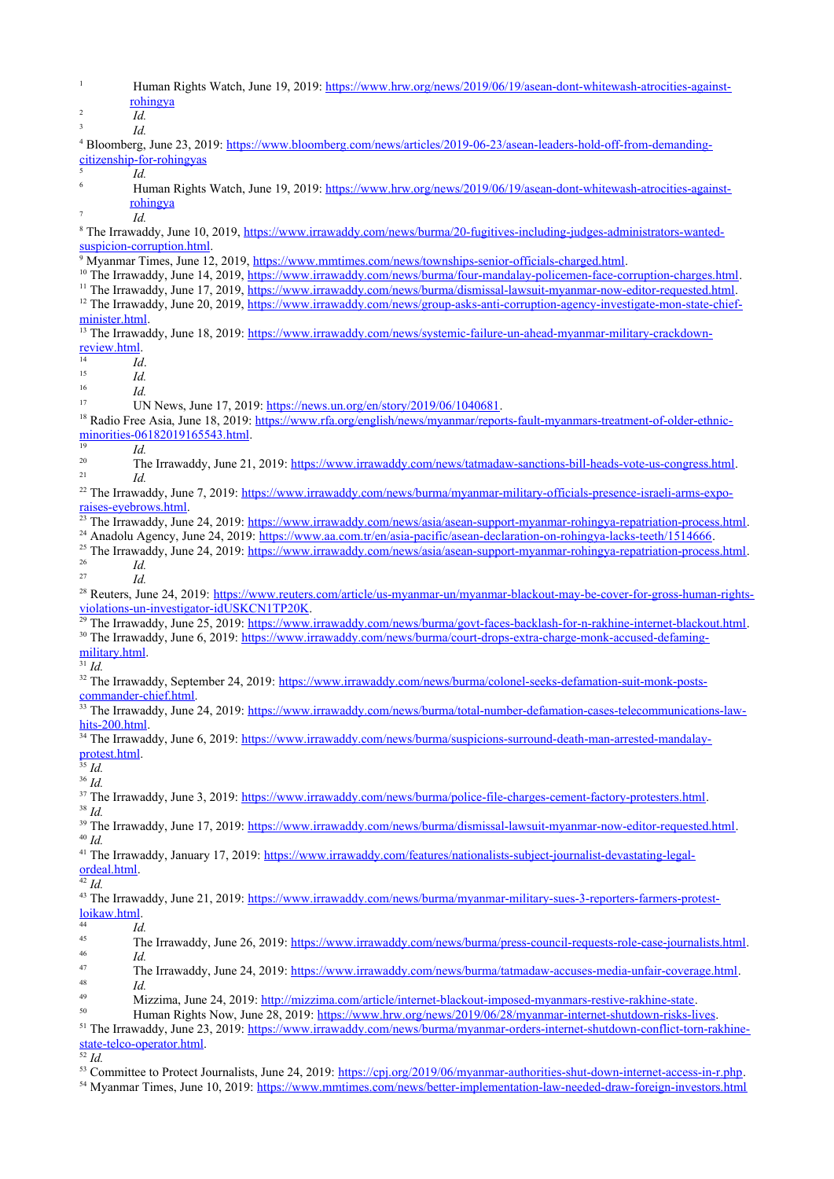[1] Human Rights Watch, June 19, 2019: https://www.hrw.org/news/2019/06/19/asean-dont-whitewash-atrocities-against-rohingya

[2] *Id.*

[3] *Id.*

[4] Bloomberg, June 23, 2019: https://www.bloomberg.com/news/articles/2019-06-23/asean-leaders-hold-off-from-demanding-citizenship-for-rohingyas

[5] *Id.*

[6] Human Rights Watch, June 19, 2019: https://www.hrw.org/news/2019/06/19/asean-dont-whitewash-atrocities-against-rohingya

[7] *Id.*

[8] The Irrawaddy, June 10, 2019, https://www.irrawaddy.com/news/burma/20-fugitives-including-judges-administrators-wanted-suspicion-corruption.html.

[9] Myanmar Times, June 12, 2019, https://www.mmtimes.com/news/townships-senior-officials-charged.html.

[10] The Irrawaddy, June 14, 2019, https://www.irrawaddy.com/news/burma/four-mandalay-policemen-face-corruption-charges.html.

[11] The Irrawaddy, June 17, 2019, https://www.irrawaddy.com/news/burma/dismissal-lawsuit-myanmar-now-editor-requested.html.

[12] The Irrawaddy, June 20, 2019, https://www.irrawaddy.com/news/group-asks-anti-corruption-agency-investigate-mon-state-chief-minister.html.

[13] The Irrawaddy, June 18, 2019: https://www.irrawaddy.com/news/systemic-failure-un-ahead-myanmar-military-crackdown-review.html.

[14] *Id*.

[15] *Id.*

[16] *Id.*

[17] UN News, June 17, 2019: https://news.un.org/en/story/2019/06/1040681.

[18] Radio Free Asia, June 18, 2019: https://www.rfa.org/english/news/myanmar/reports-fault-myanmars-treatment-of-older-ethnic-minorities-06182019165543.html.

[19] *Id.*

[20] The Irrawaddy, June 21, 2019: https://www.irrawaddy.com/news/tatmadaw-sanctions-bill-heads-vote-us-congress.html.

[21] *Id.*

[22] The Irrawaddy, June 7, 2019: https://www.irrawaddy.com/news/burma/myanmar-military-officials-presence-israeli-arms-expo-raises-eyebrows.html.

[23] The Irrawaddy, June 24, 2019: https://www.irrawaddy.com/news/asia/asean-support-myanmar-rohingya-repatriation-process.html.

[24] Anadolu Agency, June 24, 2019: https://www.aa.com.tr/en/asia-pacific/asean-declaration-on-rohingya-lacks-teeth/1514666.

[25] The Irrawaddy, June 24, 2019: https://www.irrawaddy.com/news/asia/asean-support-myanmar-rohingya-repatriation-process.html.

[26] *Id.*

[27] *Id.*

[28] Reuters, June 24, 2019: https://www.reuters.com/article/us-myanmar-un/myanmar-blackout-may-be-cover-for-gross-human-rights-violations-un-investigator-idUSKCN1TP20K.

[29] The Irrawaddy, June 25, 2019: https://www.irrawaddy.com/news/burma/govt-faces-backlash-for-n-rakhine-internet-blackout.html.

[30] The Irrawaddy, June 6, 2019: https://www.irrawaddy.com/news/burma/court-drops-extra-charge-monk-accused-defaming-military.html.

[31] *Id.*

[32] The Irrawaddy, September 24, 2019: https://www.irrawaddy.com/news/burma/colonel-seeks-defamation-suit-monk-posts-commander-chief.html.

[33] The Irrawaddy, June 24, 2019: https://www.irrawaddy.com/news/burma/total-number-defamation-cases-telecommunications-law-hits-200.html.

[34] The Irrawaddy, June 6, 2019: https://www.irrawaddy.com/news/burma/suspicions-surround-death-man-arrested-mandalay-protest.html.

[35] *Id.*

[36] *Id.*

[37] The Irrawaddy, June 3, 2019: https://www.irrawaddy.com/news/burma/police-file-charges-cement-factory-protesters.html.

[38] *Id.*

[39] The Irrawaddy, June 17, 2019: https://www.irrawaddy.com/news/burma/dismissal-lawsuit-myanmar-now-editor-requested.html.

[40] *Id.*

[41] The Irrawaddy, January 17, 2019: https://www.irrawaddy.com/features/nationalists-subject-journalist-devastating-legal-ordeal.html.

[42] *Id.*

[43] The Irrawaddy, June 21, 2019: https://www.irrawaddy.com/news/burma/myanmar-military-sues-3-reporters-farmers-protest-loikaw.html.

[44] *Id.*

[45] The Irrawaddy, June 26, 2019: https://www.irrawaddy.com/news/burma/press-council-requests-role-case-journalists.html.

[46] *Id.*

[47] The Irrawaddy, June 24, 2019: https://www.irrawaddy.com/news/burma/tatmadaw-accuses-media-unfair-coverage.html.

[48] *Id.*

[49] Mizzima, June 24, 2019: http://mizzima.com/article/internet-blackout-imposed-myanmars-restive-rakhine-state.

[50] Human Rights Now, June 28, 2019: https://www.hrw.org/news/2019/06/28/myanmar-internet-shutdown-risks-lives.

[51] The Irrawaddy, June 23, 2019: https://www.irrawaddy.com/news/burma/myanmar-orders-internet-shutdown-conflict-torn-rakhine-state-telco-operator.html.

[52] *Id.*

[53] Committee to Protect Journalists, June 24, 2019: https://cpj.org/2019/06/myanmar-authorities-shut-down-internet-access-in-r.php.

[54] Myanmar Times, June 10, 2019: https://www.mmtimes.com/news/better-implementation-law-needed-draw-foreign-investors.html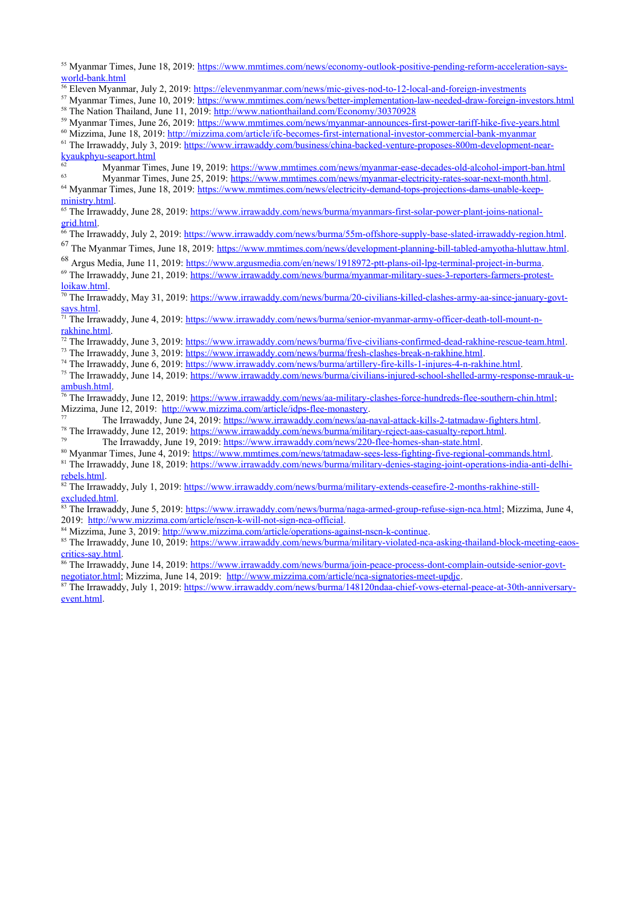[55] Myanmar Times, June 18, 2019: https://www.mmtimes.com/news/economy-outlook-positive-pending-reform-acceleration-says-world-bank.html

[56] Eleven Myanmar, July 2, 2019: https://elevenmyanmar.com/news/mic-gives-nod-to-12-local-and-foreign-investments

[57] Myanmar Times, June 10, 2019: https://www.mmtimes.com/news/better-implementation-law-needed-draw-foreign-investors.html

[58] The Nation Thailand, June 11, 2019: http://www.nationthailand.com/Economy/30370928

[59] Myanmar Times, June 26, 2019: https://www.mmtimes.com/news/myanmar-announces-first-power-tariff-hike-five-years.html

[60] Mizzima, June 18, 2019: http://mizzima.com/article/ifc-becomes-first-international-investor-commercial-bank-myanmar

[61] The Irrawaddy, July 3, 2019: https://www.irrawaddy.com/business/china-backed-venture-proposes-800m-development-near-kyaukphyu-seaport.html

[62] Myanmar Times, June 19, 2019: https://www.mmtimes.com/news/myanmar-ease-decades-old-alcohol-import-ban.html

[63] Myanmar Times, June 25, 2019: https://www.mmtimes.com/news/myanmar-electricity-rates-soar-next-month.html.

[64] Myanmar Times, June 18, 2019: https://www.mmtimes.com/news/electricity-demand-tops-projections-dams-unable-keep-ministry.html.

[65] The Irrawaddy, June 28, 2019: https://www.irrawaddy.com/news/burma/myanmars-first-solar-power-plant-joins-national-grid.html.

[66] The Irrawaddy, July 2, 2019: https://www.irrawaddy.com/news/burma/55m-offshore-supply-base-slated-irrawaddy-region.html.

[67] The Myanmar Times, June 18, 2019: https://www.mmtimes.com/news/development-planning-bill-tabled-amyotha-hluttaw.html.

[68] Argus Media, June 11, 2019: https://www.argusmedia.com/en/news/1918972-ptt-plans-oil-lpg-terminal-project-in-burma.

[69] The Irrawaddy, June 21, 2019: https://www.irrawaddy.com/news/burma/myanmar-military-sues-3-reporters-farmers-protest-loikaw.html.

[70] The Irrawaddy, May 31, 2019: https://www.irrawaddy.com/news/burma/20-civilians-killed-clashes-army-aa-since-january-govt-says.html.

[71] The Irrawaddy, June 4, 2019: https://www.irrawaddy.com/news/burma/senior-myanmar-army-officer-death-toll-mount-n-rakhine.html.

[72] The Irrawaddy, June 3, 2019: https://www.irrawaddy.com/news/burma/five-civilians-confirmed-dead-rakhine-rescue-team.html.

[73] The Irrawaddy, June 3, 2019: https://www.irrawaddy.com/news/burma/fresh-clashes-break-n-rakhine.html.

[74] The Irrawaddy, June 6, 2019: https://www.irrawaddy.com/news/burma/artillery-fire-kills-1-injures-4-n-rakhine.html.

[75] The Irrawaddy, June 14, 2019: https://www.irrawaddy.com/news/burma/civilians-injured-school-shelled-army-response-mrauk-u-ambush.html.

[76] The Irrawaddy, June 12, 2019: https://www.irrawaddy.com/news/aa-military-clashes-force-hundreds-flee-southern-chin.html; Mizzima, June 12, 2019: http://www.mizzima.com/article/idps-flee-monastery.

[77] The Irrawaddy, June 24, 2019: https://www.irrawaddy.com/news/aa-naval-attack-kills-2-tatmadaw-fighters.html.

[78] The Irrawaddy, June 12, 2019: https://www.irrawaddy.com/news/burma/military-reject-aas-casualty-report.html.

[79] The Irrawaddy, June 19, 2019: https://www.irrawaddy.com/news/220-flee-homes-shan-state.html.

[80] Myanmar Times, June 4, 2019: https://www.mmtimes.com/news/tatmadaw-sees-less-fighting-five-regional-commands.html.

[81] The Irrawaddy, June 18, 2019: https://www.irrawaddy.com/news/burma/military-denies-staging-joint-operations-india-anti-delhi-rebels.html.

[82] The Irrawaddy, July 1, 2019: https://www.irrawaddy.com/news/burma/military-extends-ceasefire-2-months-rakhine-still-excluded.html.

[83] The Irrawaddy, June 5, 2019: https://www.irrawaddy.com/news/burma/naga-armed-group-refuse-sign-nca.html; Mizzima, June 4, 2019: http://www.mizzima.com/article/nscn-k-will-not-sign-nca-official.

[84] Mizzima, June 3, 2019: http://www.mizzima.com/article/operations-against-nscn-k-continue.

[85] The Irrawaddy, June 10, 2019: https://www.irrawaddy.com/news/burma/military-violated-nca-asking-thailand-block-meeting-eaos-critics-say.html.

[86] The Irrawaddy, June 14, 2019: https://www.irrawaddy.com/news/burma/join-peace-process-dont-complain-outside-senior-govt-negotiator.html; Mizzima, June 14, 2019: http://www.mizzima.com/article/nca-signatories-meet-updjc.

[87] The Irrawaddy, July 1, 2019: https://www.irrawaddy.com/news/burma/148120ndaa-chief-vows-eternal-peace-at-30th-anniversary-event.html.